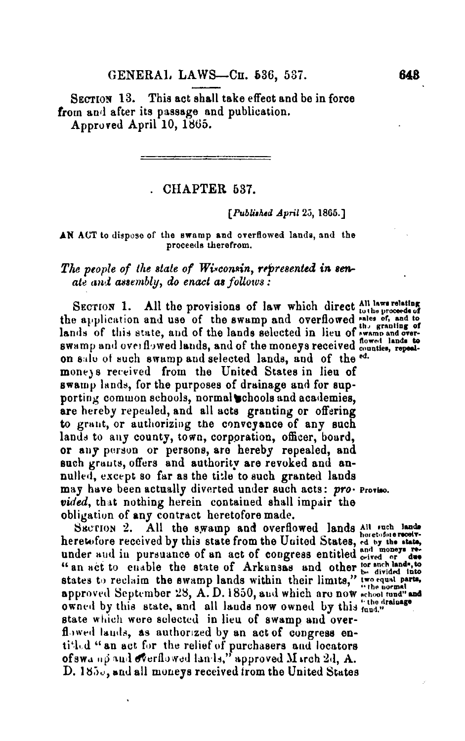SECTION 13. This act shall take effect and be in force from and after its passage and publication.

Approved April 10, 1865.

---

## CHAPTER 537.

[*Published April 25, 1865.*]

**AN ACT to dispose of the swamp and overflowed lands, and the proceeds therefrom.**

*The people of the state of Wisconsin, represented in senate and assembly, do enact as follows:*

SECTION 1. All the provisions of law which direct the application and use of the swamp and overflowed lands of this state, and of the lands selected in lieu of swamp and overflowed lands, and of the moneys received on sale of such swamp and selected lands, and of the moneys received from the United States in lieu of swamp lands, for the purposes of drainage and for supporting common schools, normal schools and academies, are hereby repealed, and all acts granting or offering to grant, or authorizing the conveyance of any such lands to any county, town, corporation, officer, board, or any person or persons, are hereby repealed, and such grants, offers and authority are revoked and annulled, except so far as the title to such granted lands may have been actually diverted under such acts: *provided*, that nothing herein contained shall impair the obligation of any contract heretofore made.

All laws relating to the proceeds of sales of, and to the granting of swamp and overflowed lands to counties, repealed.

Proviso.

SECTION 2. All the swamp and overflowed lands heretofore received by this state from the United States, under and in pursuance of an act of congress entitled "an act to enable the state of Arkansas and other states to reclaim the swamp lands within their limits," approved September 28, A. D. 1850, and which are now owned by this state, and all lands now owned by this state which were selected in lieu of swamp and overflowed lands, as authorized by an act of congress entitled "an act for the relief of purchasers and locators of swamp and overflowed lands," approved March 2d, A. D. 1855, and all moneys received from the United States

All such lands heretofore received by the state, and moneys received or due for such lands, to be divided into two equal parts, "the normal school fund" and "the drainage fund."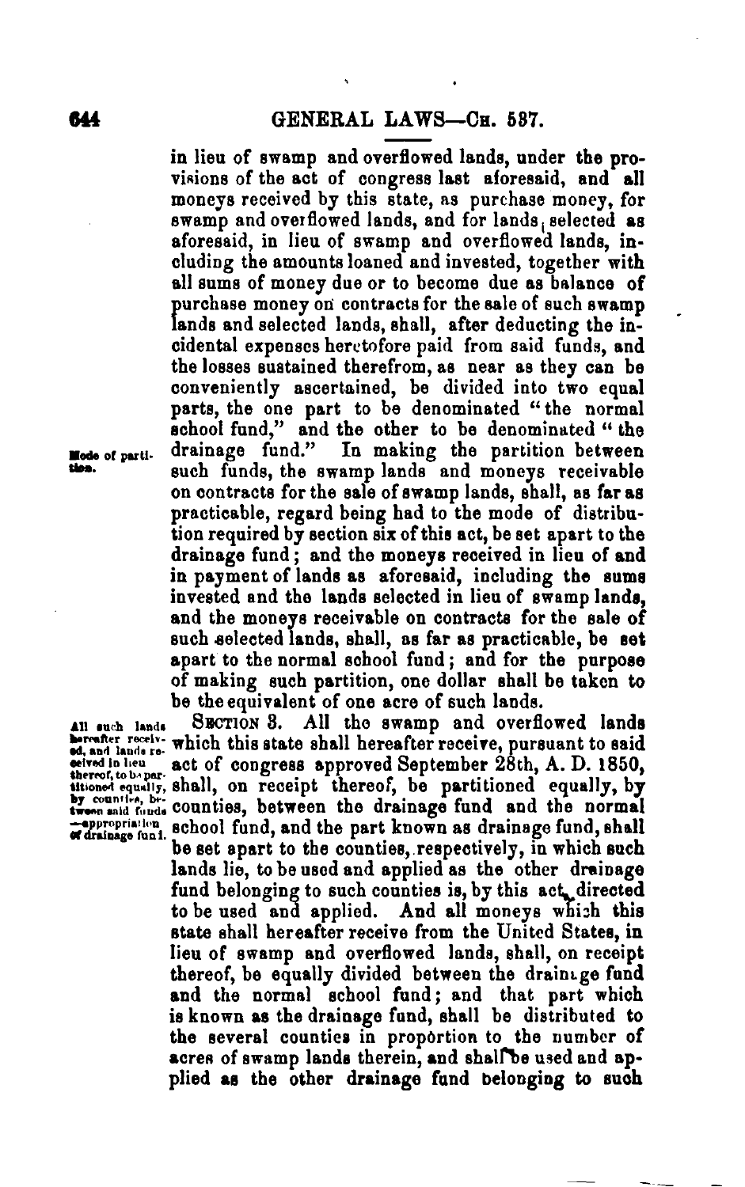in lieu of swamp and overflowed lands, under the provisions of the act of congress last aforesaid, and all moneys received by this state, as purchase money, for swamp and overflowed lands, and for lands selected as aforesaid, in lieu of swamp and overflowed lands, including the amounts loaned and invested, together with all sums of money due or to become due as balance of purchase money on contracts for the sale of such swamp lands and selected lands, shall, after deducting the incidental expenses heretofore paid from said funds, and the losses sustained therefrom, as near as they can be conveniently ascertained, be divided into two equal parts, the one part to be denominated "the normal school fund," and the other to be denominated "the drainage fund." In making the partition between such funds, the swamp lands and moneys receivable on contracts for the sale of swamp lands, shall, as far as practicable, regard being had to the mode of distribution required by section six of this act, be set apart to the drainage fund; and the moneys received in lieu of and in payment of lands as aforesaid, including the sums invested and the lands selected in lieu of swamp lands, and the moneys receivable on contracts for the sale of such selected lands, shall, as far as practicable, be set apart to the normal school fund; and for the purpose of making such partition, one dollar shall be taken to be the equivalent of one acre of such lands.

*Mode of partition.*

SECTION 3. All the swamp and overflowed lands which this state shall hereafter receive, pursuant to said act of congress approved September 28th, A. D. 1850, shall, on receipt thereof, be partitioned equally, by counties, between the drainage fund and the normal school fund, and the part known as drainage fund, shall be set apart to the counties, respectively, in which such lands lie, to be used and applied as the other drainage fund belonging to such counties is, by this act, directed to be used and applied. And all moneys which this state shall hereafter receive from the United States, in lieu of swamp and overflowed lands, shall, on receipt thereof, be equally divided between the drainage fund and the normal school fund; and that part which is known as the drainage fund, shall be distributed to the several counties in proportion to the number of acres of swamp lands therein, and shall be used and applied as the other drainage fund belonging to such

*All such lands hereafter received, and lands received in lieu thereof, to be partitioned equally, by counties, between said funds — appropriation of drainage fund.*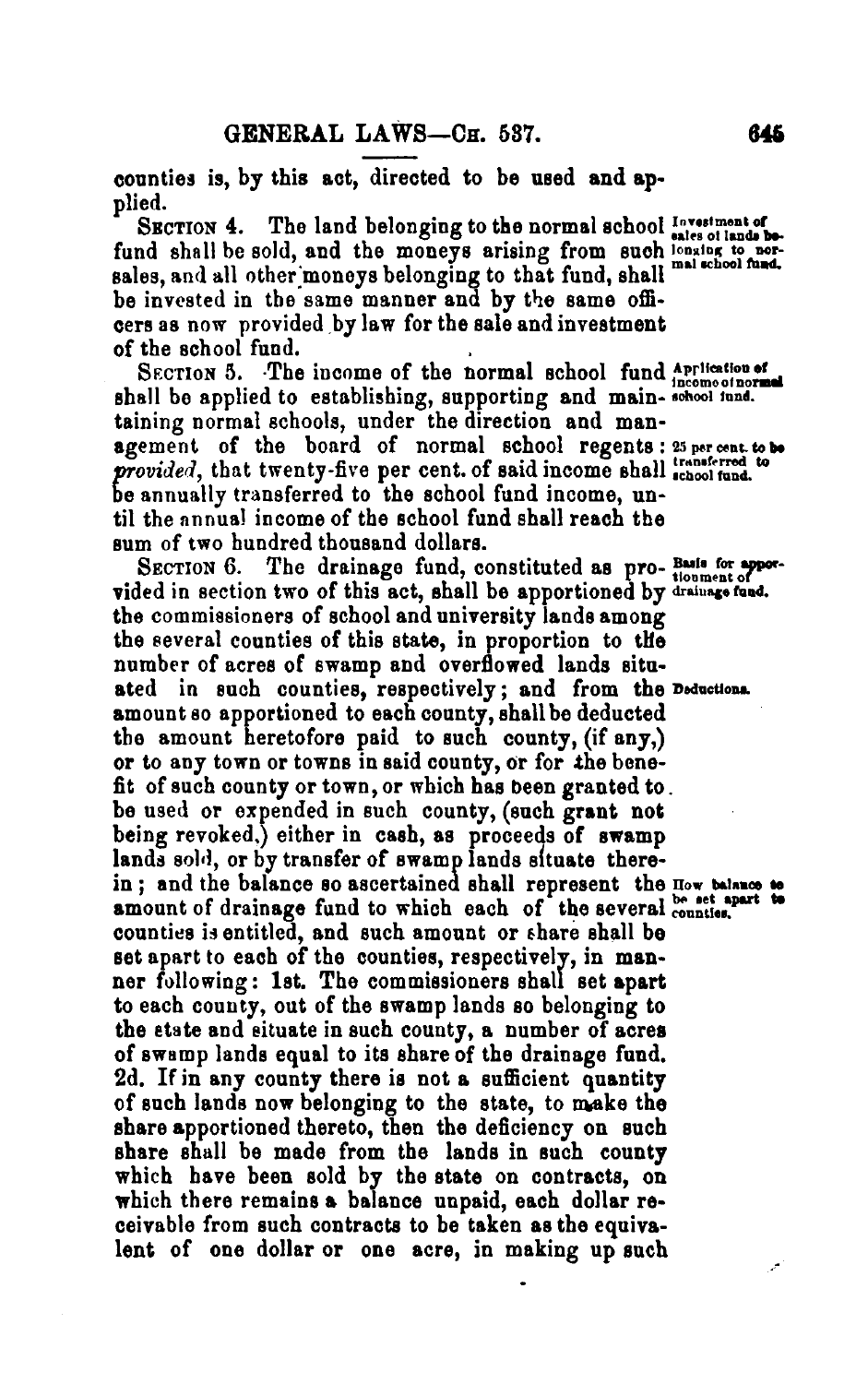counties is, by this act, directed to be used and applied.

SECTION 4. The land belonging to the normal school fund shall be sold, and the moneys arising from such sales, and all other moneys belonging to that fund, shall be invested in the same manner and by the same officers as now provided by law for the sale and investment of the school fund.

*Investment of sales of lands belonging to normal school fund.*

SECTION 5. The income of the normal school fund shall be applied to establishing, supporting and maintaining normal schools, under the direction and management of the board of normal school regents: *provided*, that twenty-five per cent. of said income shall be annually transferred to the school fund income, until the annual income of the school fund shall reach the sum of two hundred thousand dollars.

*Application of income of normal school fund.*

*25 per cent. to be transferred to school fund.*

SECTION 6. The drainage fund, constituted as provided in section two of this act, shall be apportioned by the commissioners of school and university lands among the several counties of this state, in proportion to the number of acres of swamp and overflowed lands situated in such counties, respectively; and from the amount so apportioned to each county, shall be deducted the amount heretofore paid to such county, (if any,) or to any town or towns in said county, or for the benefit of such county or town, or which has been granted to be used or expended in such county, (such grant not being revoked,) either in cash, as proceeds of swamp lands sold, or by transfer of swamp lands situate therein; and the balance so ascertained shall represent the amount of drainage fund to which each of the several counties is entitled, and such amount or share shall be set apart to each of the counties, respectively, in manner following: 1st. The commissioners shall set apart to each county, out of the swamp lands so belonging to the state and situate in such county, a number of acres of swamp lands equal to its share of the drainage fund. 2d. If in any county there is not a sufficient quantity of such lands now belonging to the state, to make the share apportioned thereto, then the deficiency on such share shall be made from the lands in such county which have been sold by the state on contracts, on which there remains a balance unpaid, each dollar receivable from such contracts to be taken as the equivalent of one dollar or one acre, in making up such

*Basis for apportionment of drainage fund.*

*Deductions.*

*How balance to be set apart to counties.*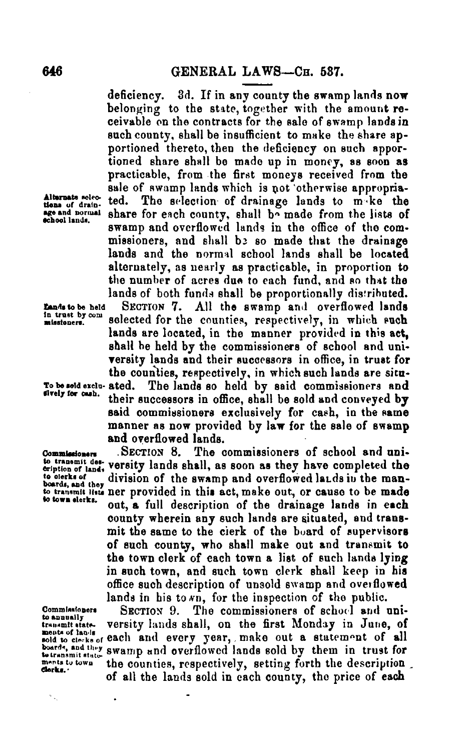deficiency. 3d. If in any county the swamp lands now belonging to the state, together with the amount receivable on the contracts for the sale of swamp lands in such county, shall be insufficient to make the share apportioned thereto, then the deficiency on such apportioned share shall be made up in money, as soon as practicable, from the first moneys received from the sale of swamp lands which is not otherwise appropriated. The selection of drainage lands to make the share for each county, shall be made from the lists of swamp and overflowed lands in the office of the commissioners, and shall be so made that the drainage lands and the normal school lands shall be located alternately, as nearly as practicable, in proportion to the number of acres due to each fund, and so that the lands of both funds shall be proportionally distributed.

*Alternate selections of drainage and normal school lands.*

*Lands to be held in trust by commissioners.*

SECTION 7. All the swamp and overflowed lands selected for the counties, respectively, in which such lands are located, in the manner provided in this act, shall be held by the commissioners of school and university lands and their successors in office, in trust for the counties, respectively, in which such lands are situated. The lands so held by said commissioners and their successors in office, shall be sold and conveyed by said commissioners exclusively for cash, in the same manner as now provided by law for the sale of swamp and overflowed lands.

*To be sold exclusively for cash.*

*Commissioners to transmit description of lands to clerks of boards, and they to transmit lists to town clerks.*

SECTION 8. The commissioners of school and university lands shall, as soon as they have completed the division of the swamp and overflowed lands in the manner provided in this act, make out, or cause to be made out, a full description of the drainage lands in each county wherein any such lands are situated, and transmit the same to the clerk of the board of supervisors of such county, who shall make out and transmit to the town clerk of each town a list of such lands lying in such town, and such town clerk shall keep in his office such description of unsold swamp and overflowed lands in his town, for the inspection of the public.

*Commissioners to annually transmit statements of lands sold to clerks of boards, and they to transmit statements to town clerks.*

SECTION 9. The commissioners of school and university lands shall, on the first Monday in June, of each and every year, make out a statement of all swamp and overflowed lands sold by them in trust for the counties, respectively, setting forth the description of all the lands sold in each county, the price of each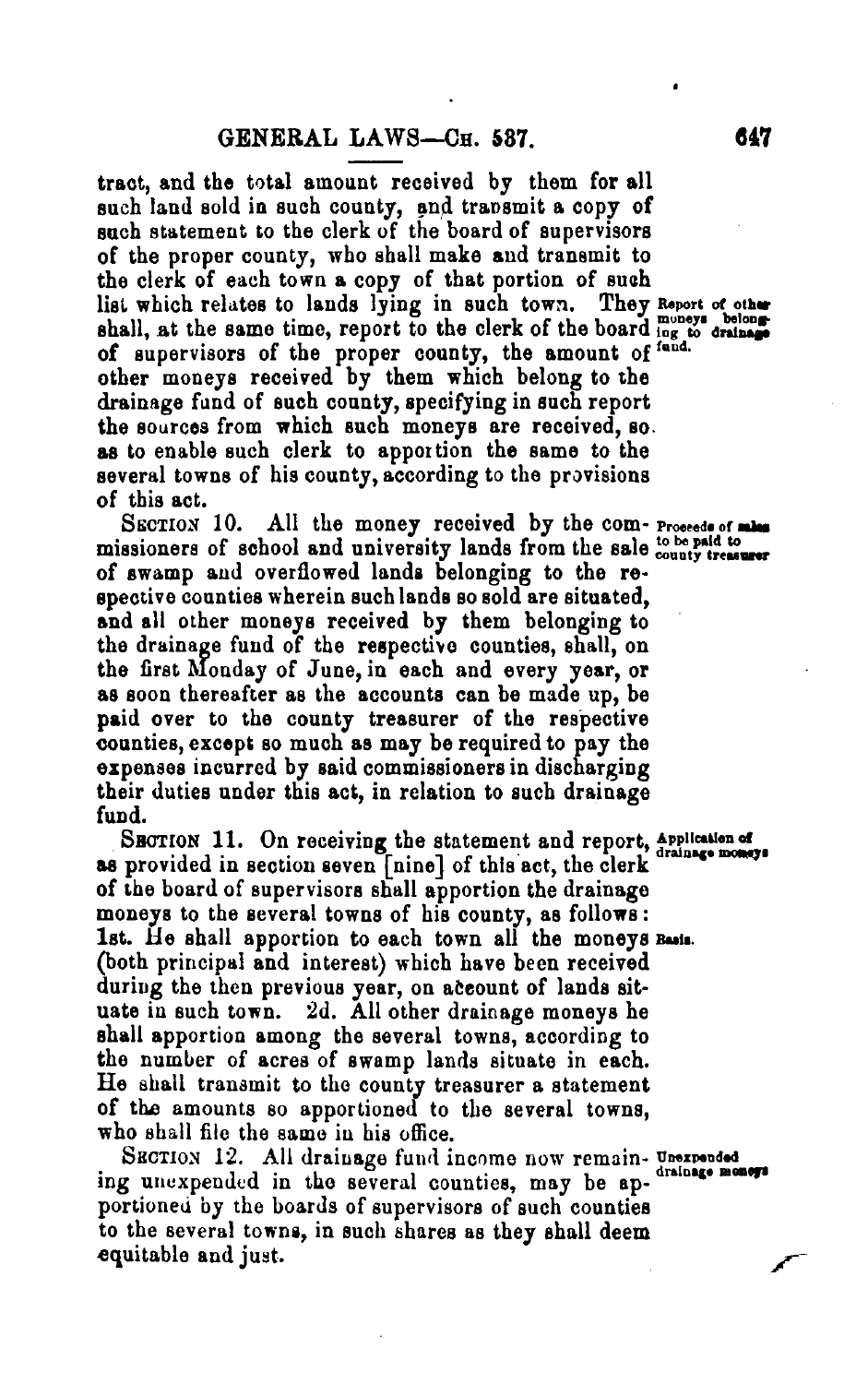tract, and the total amount received by them for all such land sold in such county, and transmit a copy of such statement to the clerk of the board of supervisors of the proper county, who shall make and transmit to the clerk of each town a copy of that portion of such list which relates to lands lying in such town. They shall, at the same time, report to the clerk of the board of supervisors of the proper county, the amount of other moneys received by them which belong to the drainage fund of such county, specifying in such report the sources from which such moneys are received, so as to enable such clerk to apportion the same to the several towns of his county, according to the provisions of this act.

*Report of other moneys belonging to drainage fund.*

SECTION 10. All the money received by the commissioners of school and university lands from the sale of swamp and overflowed lands belonging to the respective counties wherein such lands so sold are situated, and all other moneys received by them belonging to the drainage fund of the respective counties, shall, on the first Monday of June, in each and every year, or as soon thereafter as the accounts can be made up, be paid over to the county treasurer of the respective counties, except so much as may be required to pay the expenses incurred by said commissioners in discharging their duties under this act, in relation to such drainage fund.

*Proceeds of sales to be paid to county treasurer*

SECTION 11. On receiving the statement and report, as provided in section seven [nine] of this act, the clerk of the board of supervisors shall apportion the drainage moneys to the several towns of his county, as follows: 1st. He shall apportion to each town all the moneys (both principal and interest) which have been received during the then previous year, on account of lands situate in such town. 2d. All other drainage moneys he shall apportion among the several towns, according to the number of acres of swamp lands situate in each. He shall transmit to the county treasurer a statement of the amounts so apportioned to the several towns, who shall file the same in his office.

*Application of drainage moneys*

*Basis.*

SECTION 12. All drainage fund income now remaining unexpended in the several counties, may be apportioned by the boards of supervisors of such counties to the several towns, in such shares as they shall deem equitable and just.

*Unexpended drainage moneys*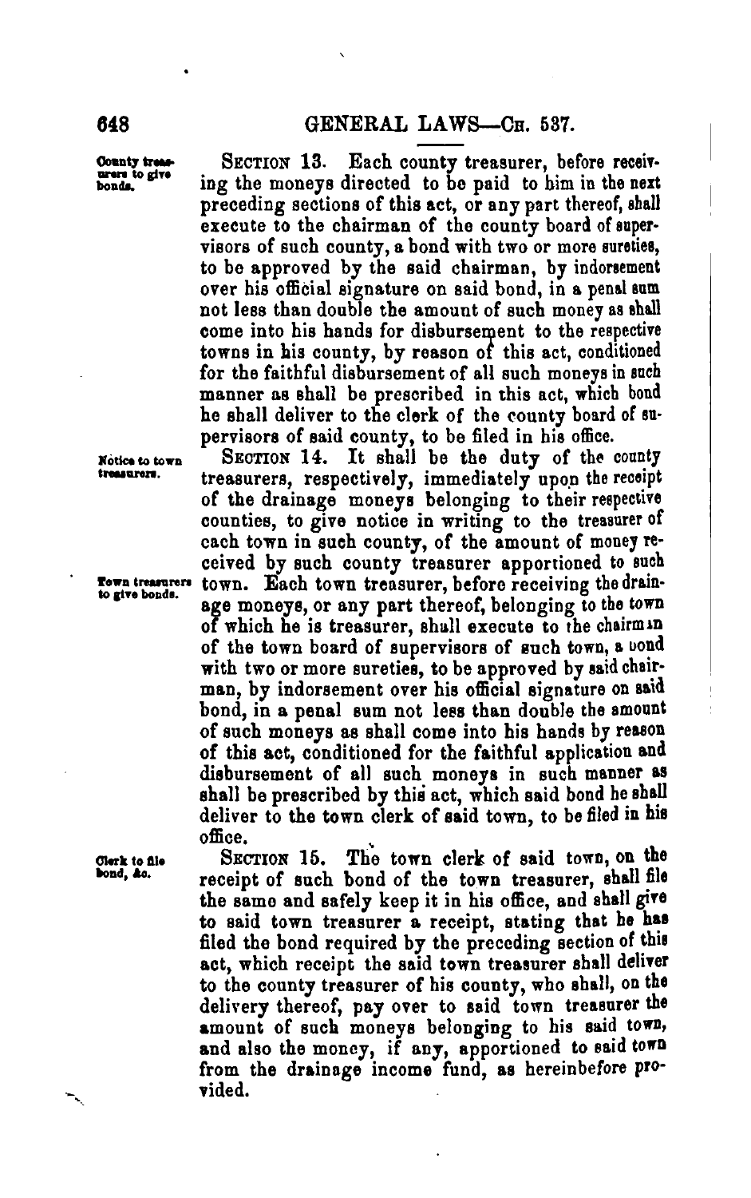**County treasurers to give bonds.**

SECTION 13. Each county treasurer, before receiving the moneys directed to be paid to him in the next preceding sections of this act, or any part thereof, shall execute to the chairman of the county board of supervisors of such county, a bond with two or more sureties, to be approved by the said chairman, by indorsement over his official signature on said bond, in a penal sum not less than double the amount of such money as shall come into his hands for disbursement to the respective towns in his county, by reason of this act, conditioned for the faithful disbursement of all such moneys in such manner as shall be prescribed in this act, which bond he shall deliver to the clerk of the county board of supervisors of said county, to be filed in his office.

**Notice to town treasurers.**

SECTION 14. It shall be the duty of the county treasurers, respectively, immediately upon the receipt of the drainage moneys belonging to their respective counties, to give notice in writing to the treasurer of each town in such county, of the amount of money received by such county treasurer apportioned to such town.

**Town treasurers to give bonds.**

Each town treasurer, before receiving the drainage moneys, or any part thereof, belonging to the town of which he is treasurer, shall execute to the chairman of the town board of supervisors of such town, a bond with two or more sureties, to be approved by said chairman, by indorsement over his official signature on said bond, in a penal sum not less than double the amount of such moneys as shall come into his hands by reason of this act, conditioned for the faithful application and disbursement of all such moneys in such manner as shall be prescribed by this act, which said bond he shall deliver to the town clerk of said town, to be filed in his office.

**Clerk to file bond, &c.**

SECTION 15. The town clerk of said town, on the receipt of such bond of the town treasurer, shall file the same and safely keep it in his office, and shall give to said town treasurer a receipt, stating that he has filed the bond required by the preceding section of this act, which receipt the said town treasurer shall deliver to the county treasurer of his county, who shall, on the delivery thereof, pay over to said town treasurer the amount of such moneys belonging to his said town, and also the money, if any, apportioned to said town from the drainage income fund, as hereinbefore provided.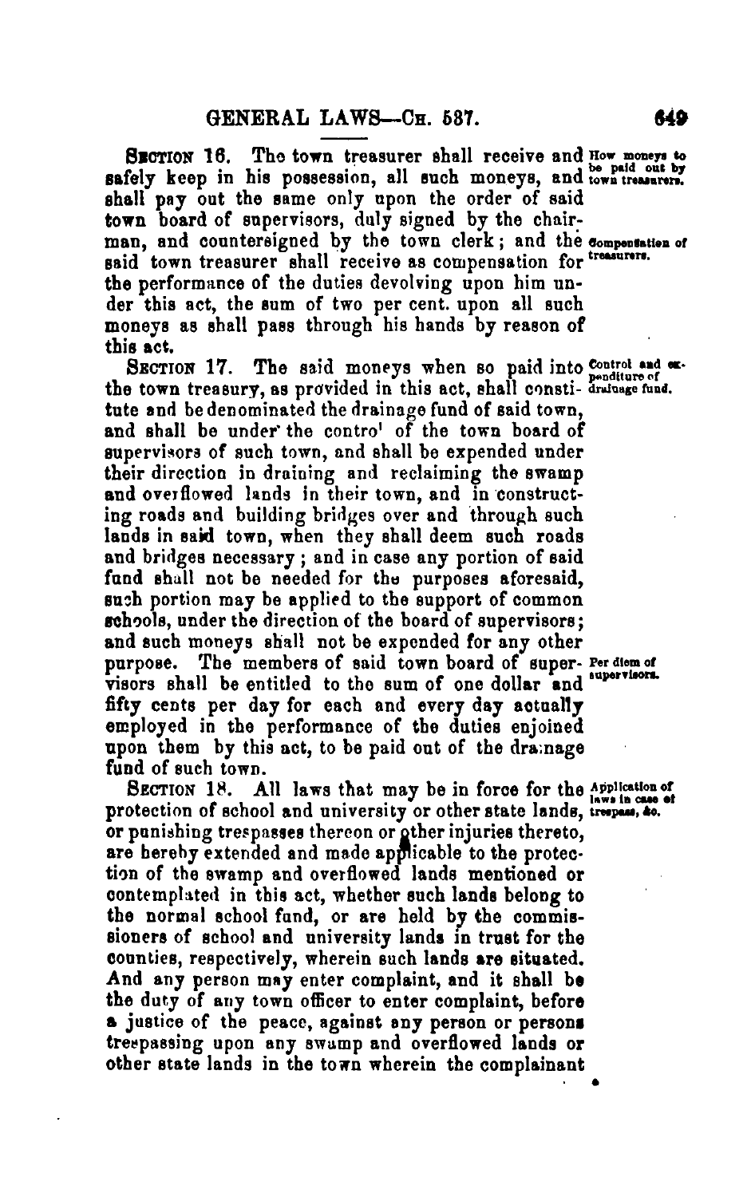**SECTION 16.** The town treasurer shall receive and safely keep in his possession, all such moneys, and shall pay out the same only upon the order of said town board of supervisors, duly signed by the chairman, and countersigned by the town clerk; and the said town treasurer shall receive as compensation for the performance of the duties devolving upon him under this act, the sum of two per cent. upon all such moneys as shall pass through his hands by reason of this act.

*How moneys to be paid out by town treasurers.*

*Compensation of treasurers.*

**SECTION 17.** The said moneys when so paid into the town treasury, as provided in this act, shall constitute and be denominated the drainage fund of said town, and shall be under the control of the town board of supervisors of such town, and shall be expended under their direction in draining and reclaiming the swamp and overflowed lands in their town, and in constructing roads and building bridges over and through such lands in said town, when they shall deem such roads and bridges necessary; and in case any portion of said fund shall not be needed for the purposes aforesaid, such portion may be applied to the support of common schools, under the direction of the board of supervisors; and such moneys shall not be expended for any other purpose. The members of said town board of supervisors shall be entitled to the sum of one dollar and fifty cents per day for each and every day actually employed in the performance of the duties enjoined upon them by this act, to be paid out of the drainage fund of such town.

*Control and expenditure of drainage fund.*

*Per diem of supervisors.*

**SECTION 18.** All laws that may be in force for the protection of school and university or other state lands, or punishing trespasses thereon or other injuries thereto, are hereby extended and made applicable to the protection of the swamp and overflowed lands mentioned or contemplated in this act, whether such lands belong to the normal school fund, or are held by the commissioners of school and university lands in trust for the counties, respectively, wherein such lands are situated. And any person may enter complaint, and it shall be the duty of any town officer to enter complaint, before a justice of the peace, against any person or persons trespassing upon any swamp and overflowed lands or other state lands in the town wherein the complainant

*Application of laws in case of trespass, &c.*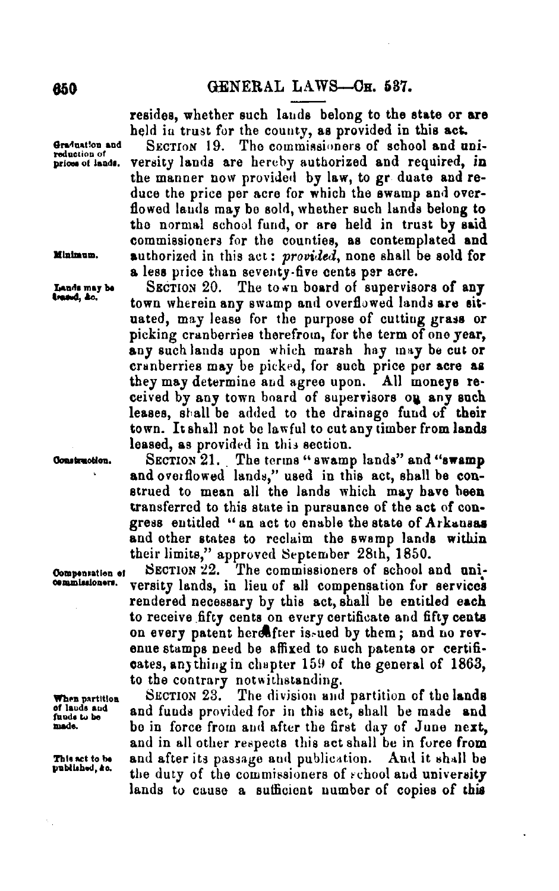resides, whether such lands belong to the state or are held in trust for the county, as provided in this act.

Graduation and reduction of prices of lands. SECTION 19. The commissioners of school and university lands are hereby authorized and required, in the manner now provided by law, to gr duate and reduce the price per acre for which the swamp and overflowed lands may be sold, whether such lands belong to the normal school fund, or are held in trust by said commissioners for the counties, as contemplated and authorized in this act: *provided*, none shall be sold for a less price than seventy-five cents per acre.

Minimum.

Lands may be leased, &c. SECTION 20. The town board of supervisors of any town wherein any swamp and overflowed lands are situated, may lease for the purpose of cutting grass or picking cranberries therefrom, for the term of one year, any such lands upon which marsh hay may be cut or cranberries may be picked, for such price per acre as they may determine and agree upon. All moneys received by any town board of supervisors on any such leases, shall be added to the drainage fund of their town. It shall not be lawful to cut any timber from lands leased, as provided in this section.

Construction. SECTION 21. The terms "swamp lands" and "swamp and overflowed lands," used in this act, shall be construed to mean all the lands which may have been transferred to this state in pursuance of the act of congress entitled "an act to enable the state of Arkansas and other states to reclaim the swamp lands within their limits," approved September 28th, 1850.

Compensation of commissioners. SECTION 22. The commissioners of school and university lands, in lieu of all compensation for services rendered necessary by this act, shall be entitled each to receive fifty cents on every certificate and fifty cents on every patent hereafter issued by them; and no revenue stamps need be affixed to such patents or certificates, anything in chapter 159 of the general of 1863, to the contrary notwithstanding.

When partition of lands and funds to be made. SECTION 23. The division and partition of the lands and funds provided for in this act, shall be made and be in force from and after the first day of June next, and in all other respects this act shall be in force from and after its passage and publication. And it shall be the duty of the commissioners of school and university lands to cause a sufficient number of copies of this

This act to be published, &c.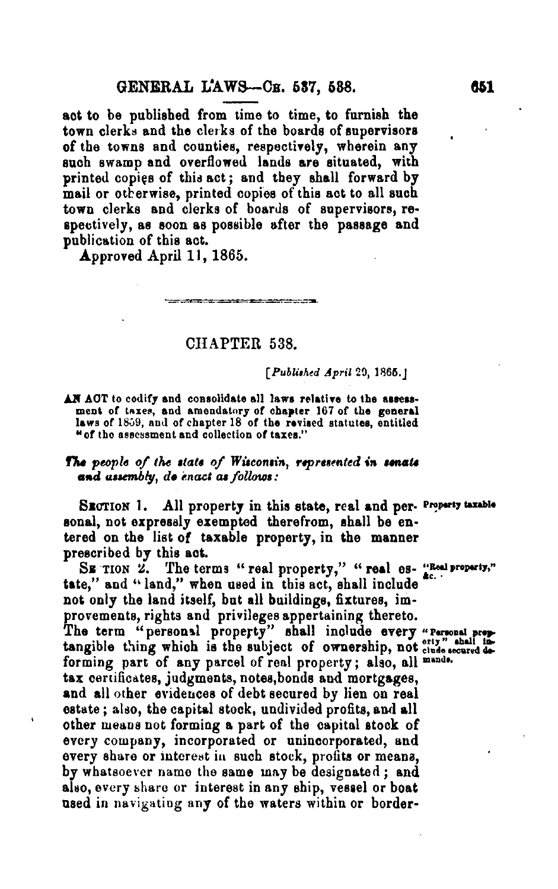act to be published from time to time, to furnish the town clerks and the clerks of the boards of supervisors of the towns and counties, respectively, wherein any such swamp and overflowed lands are situated, with printed copies of this act; and they shall forward by mail or otherwise, printed copies of this act to all such town clerks and clerks of boards of supervisors, respectively, as soon as possible after the passage and publication of this act.

Approved April 11, 1865.

---

## CHAPTER 538.

*[Published April 29, 1865.]*

**AN ACT to codify and consolidate all laws relative to the assessment of taxes, and amendatory of chapter 167 of the general laws of 1859, and of chapter 18 of the revised statutes, entitled "of the assessment and collection of taxes."**

*The people of the state of Wisconsin, represented in senate and assembly, do enact as follows:*

Property taxable

SECTION 1. All property in this state, real and personal, not expressly exempted therefrom, shall be entered on the list of taxable property, in the manner prescribed by this act.

"Real property," &c.

SECTION 2. The terms "real property," "real estate," and "land," when used in this act, shall include not only the land itself, but all buildings, fixtures, improvements, rights and privileges appertaining thereto.

"Personal property" shall include secured demands.

The term "personal property" shall include every tangible thing which is the subject of ownership, not forming part of any parcel of real property; also, all tax certificates, judgments, notes, bonds and mortgages, and all other evidences of debt secured by lien on real estate; also, the capital stock, undivided profits, and all other means not forming a part of the capital stock of every company, incorporated or unincorporated, and every share or interest in such stock, profits or means, by whatsoever name the same may be designated; and also, every share or interest in any ship, vessel or boat used in navigating any of the waters within or border-